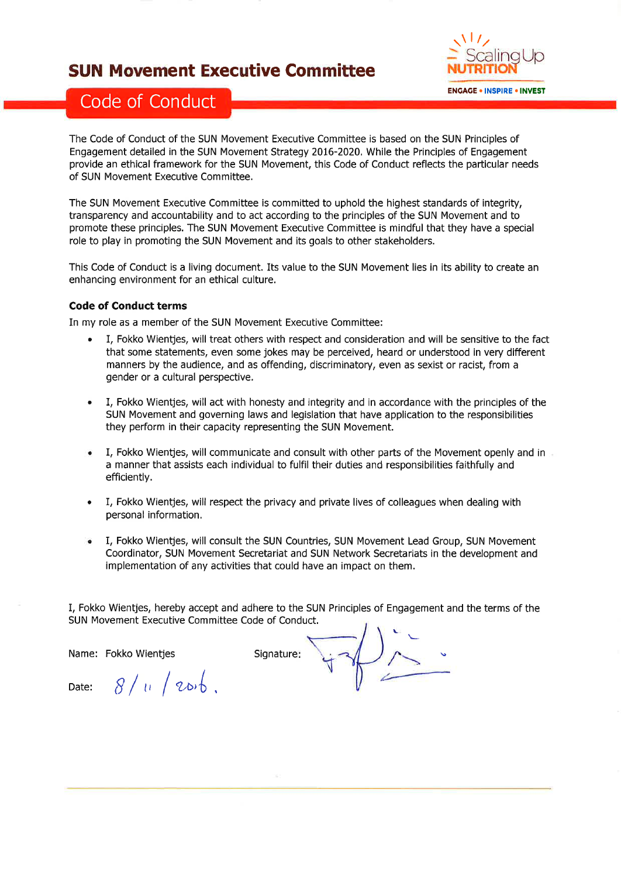# SUN Movement Executive Committee

## Code of Conduct

The Code of Conduct of the SUN Movement Executive Committee is based on the SUN Principles of Engagement detailed in the SUN Movement Strategy 2016-2020. While the Principles of Engagement provide an ethical framework for the SUN Movement, this Code of Conduct reflects the particular needs of SUN Movement Executive Committee.

The SUN Movement Executive Committee is committed to uphold the highest standards of integrity, transparency and accountability and to act according to the principles of the SUN Movement and to promote these principles. The SUN Movement Executive Committee is mindful that they have a special role to play in promoting the SUN Movement and its goals to other stakeholders.

This Code of Conduct is a living document. Its value to the SUN Movement lies in its ability to create an enhancing environment for an ethical culture.

### Code of Conduct terms

In my role as a member of the SUN Movement Executive Committee:

- I, Fokko Wientjes, will treat others with respect and consideration and will be sensitive to the fact that some statements, even some jokes may be perceived, heard or understood in very different manners by the audience, and as offending, discriminatory, even as sexist or racist, from a gender or a cultural perspective.
- I, Fokko Wientjes, will act with honesty and integrity and in accordance with the principles of the SUN Movement and governing laws and legislation that have application to the responsibilities they perform in their capacity representing the SUN Movement.
- I, Fokko Wientjes, will communicate and consult with other parts of the Movement openly and in a manner that assists each individual to fulfil their duties and responsibilities faithfully and efficiently.
- I, Fokko Wientjes, will respect the privacy and private lives of colleagues when dealing with personal information.
- I, Fokko Wientjes, will consult the SUN Countries, SUN Movement Lead Group, SUN Movement Coordinator, SUN Movement Secretariat and SUN Network Secretariats in the development and implementation of any activities that could have an impact on them.

I, Fokko Wientjes, hereby accept and adhere to the SUN Principles of Engagement and the terms of the SUN Movement Executive Committee Code of Conduct.

Name: Fokko Wientjes

Signature: [signature]

Date: 8/11/2016.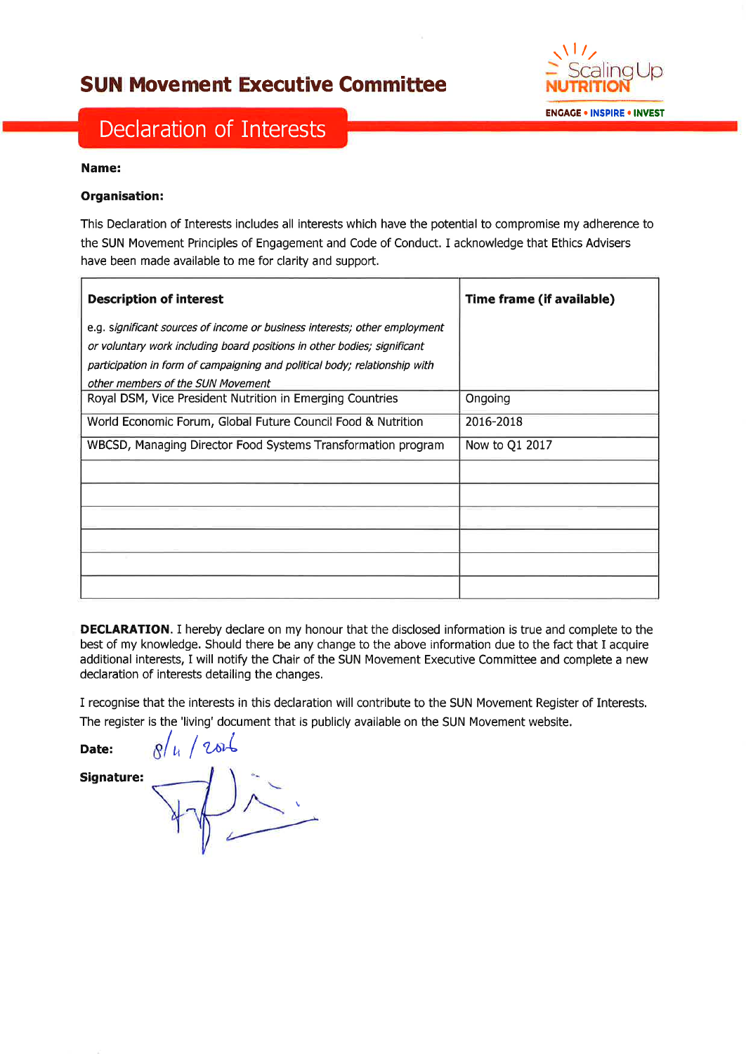# SUN Movement Executive Committee

## Declaration of Interests

Scaling Up NUTRITION
ENGAGE • INSPIRE • INVEST

**Name:**

**Organisation:**

This Declaration of Interests includes all interests which have the potential to compromise my adherence to the SUN Movement Principles of Engagement and Code of Conduct. I acknowledge that Ethics Advisers have been made available to me for clarity and support.

| **Description of interest**<br><br>e.g. *significant sources of income or business interests; other employment or voluntary work including board positions in other bodies; significant participation in form of campaigning and political body; relationship with other members of the SUN Movement* | **Time frame (if available)** |
|---|---|
| Royal DSM, Vice President Nutrition in Emerging Countries | Ongoing |
| World Economic Forum, Global Future Council Food & Nutrition | 2016-2018 |
| WBCSD, Managing Director Food Systems Transformation program | Now to Q1 2017 |
| | |
| | |
| | |
| | |
| | |
| | |

**DECLARATION.** I hereby declare on my honour that the disclosed information is true and complete to the best of my knowledge. Should there be any change to the above information due to the fact that I acquire additional interests, I will notify the Chair of the SUN Movement Executive Committee and complete a new declaration of interests detailing the changes.

I recognise that the interests in this declaration will contribute to the SUN Movement Register of Interests. The register is the 'living' document that is publicly available on the SUN Movement website.

**Date:** 8/4/2016

**Signature:**